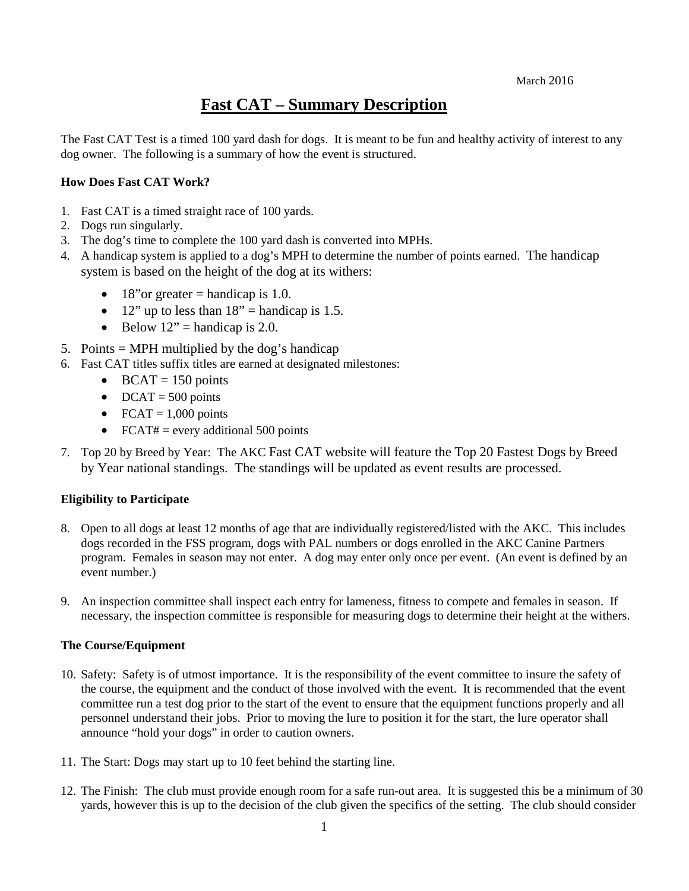March 2016

# Fast CAT – Summary Description

The Fast CAT Test is a timed 100 yard dash for dogs. It is meant to be fun and healthy activity of interest to any dog owner. The following is a summary of how the event is structured.

**How Does Fast CAT Work?**

1. Fast CAT is a timed straight race of 100 yards.
2. Dogs run singularly.
3. The dog's time to complete the 100 yard dash is converted into MPHs.
4. A handicap system is applied to a dog's MPH to determine the number of points earned. The handicap system is based on the height of the dog at its withers:
   - 18"or greater = handicap is 1.0.
   - 12" up to less than 18" = handicap is 1.5.
   - Below 12" = handicap is 2.0.
5. Points = MPH multiplied by the dog's handicap
6. Fast CAT titles suffix titles are earned at designated milestones:
   - BCAT = 150 points
   - DCAT = 500 points
   - FCAT = 1,000 points
   - FCAT# = every additional 500 points
7. Top 20 by Breed by Year: The AKC Fast CAT website will feature the Top 20 Fastest Dogs by Breed by Year national standings. The standings will be updated as event results are processed.

**Eligibility to Participate**

8. Open to all dogs at least 12 months of age that are individually registered/listed with the AKC. This includes dogs recorded in the FSS program, dogs with PAL numbers or dogs enrolled in the AKC Canine Partners program. Females in season may not enter. A dog may enter only once per event. (An event is defined by an event number.)

9. An inspection committee shall inspect each entry for lameness, fitness to compete and females in season. If necessary, the inspection committee is responsible for measuring dogs to determine their height at the withers.

**The Course/Equipment**

10. Safety: Safety is of utmost importance. It is the responsibility of the event committee to insure the safety of the course, the equipment and the conduct of those involved with the event. It is recommended that the event committee run a test dog prior to the start of the event to ensure that the equipment functions properly and all personnel understand their jobs. Prior to moving the lure to position it for the start, the lure operator shall announce "hold your dogs" in order to caution owners.

11. The Start: Dogs may start up to 10 feet behind the starting line.

12. The Finish: The club must provide enough room for a safe run-out area. It is suggested this be a minimum of 30 yards, however this is up to the decision of the club given the specifics of the setting. The club should consider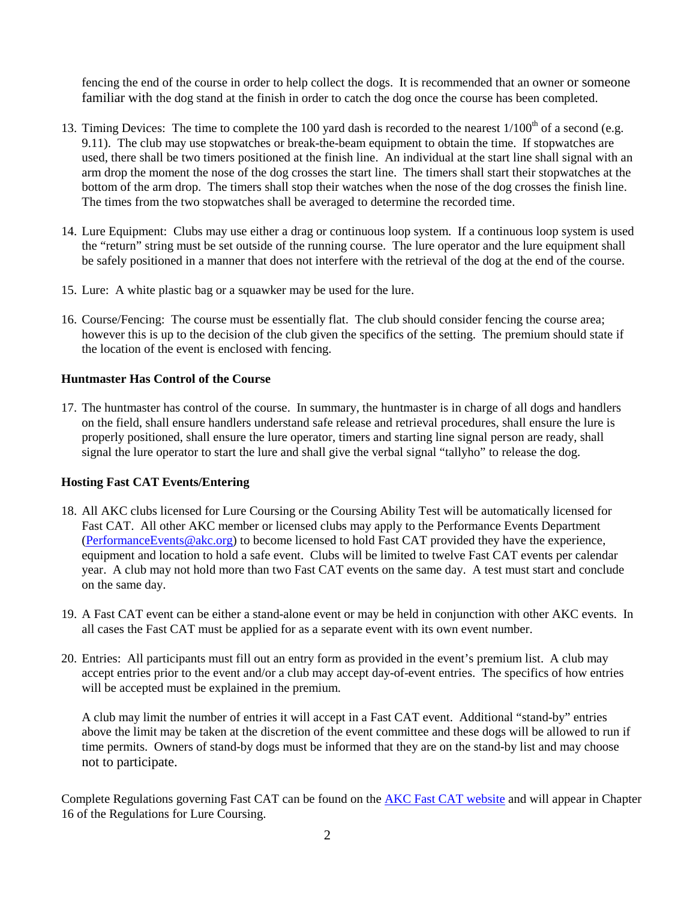fencing the end of the course in order to help collect the dogs. It is recommended that an owner or someone familiar with the dog stand at the finish in order to catch the dog once the course has been completed.

13. Timing Devices: The time to complete the 100 yard dash is recorded to the nearest 1/100th of a second (e.g. 9.11). The club may use stopwatches or break-the-beam equipment to obtain the time. If stopwatches are used, there shall be two timers positioned at the finish line. An individual at the start line shall signal with an arm drop the moment the nose of the dog crosses the start line. The timers shall start their stopwatches at the bottom of the arm drop. The timers shall stop their watches when the nose of the dog crosses the finish line. The times from the two stopwatches shall be averaged to determine the recorded time.

14. Lure Equipment: Clubs may use either a drag or continuous loop system. If a continuous loop system is used the "return" string must be set outside of the running course. The lure operator and the lure equipment shall be safely positioned in a manner that does not interfere with the retrieval of the dog at the end of the course.

15. Lure: A white plastic bag or a squawker may be used for the lure.

16. Course/Fencing: The course must be essentially flat. The club should consider fencing the course area; however this is up to the decision of the club given the specifics of the setting. The premium should state if the location of the event is enclosed with fencing.

**Huntmaster Has Control of the Course**

17. The huntmaster has control of the course. In summary, the huntmaster is in charge of all dogs and handlers on the field, shall ensure handlers understand safe release and retrieval procedures, shall ensure the lure is properly positioned, shall ensure the lure operator, timers and starting line signal person are ready, shall signal the lure operator to start the lure and shall give the verbal signal "tallyho" to release the dog.

**Hosting Fast CAT Events/Entering**

18. All AKC clubs licensed for Lure Coursing or the Coursing Ability Test will be automatically licensed for Fast CAT. All other AKC member or licensed clubs may apply to the Performance Events Department (PerformanceEvents@akc.org) to become licensed to hold Fast CAT provided they have the experience, equipment and location to hold a safe event. Clubs will be limited to twelve Fast CAT events per calendar year. A club may not hold more than two Fast CAT events on the same day. A test must start and conclude on the same day.

19. A Fast CAT event can be either a stand-alone event or may be held in conjunction with other AKC events. In all cases the Fast CAT must be applied for as a separate event with its own event number.

20. Entries: All participants must fill out an entry form as provided in the event's premium list. A club may accept entries prior to the event and/or a club may accept day-of-event entries. The specifics of how entries will be accepted must be explained in the premium.

    A club may limit the number of entries it will accept in a Fast CAT event. Additional "stand-by" entries above the limit may be taken at the discretion of the event committee and these dogs will be allowed to run if time permits. Owners of stand-by dogs must be informed that they are on the stand-by list and may choose not to participate.

Complete Regulations governing Fast CAT can be found on the AKC Fast CAT website and will appear in Chapter 16 of the Regulations for Lure Coursing.